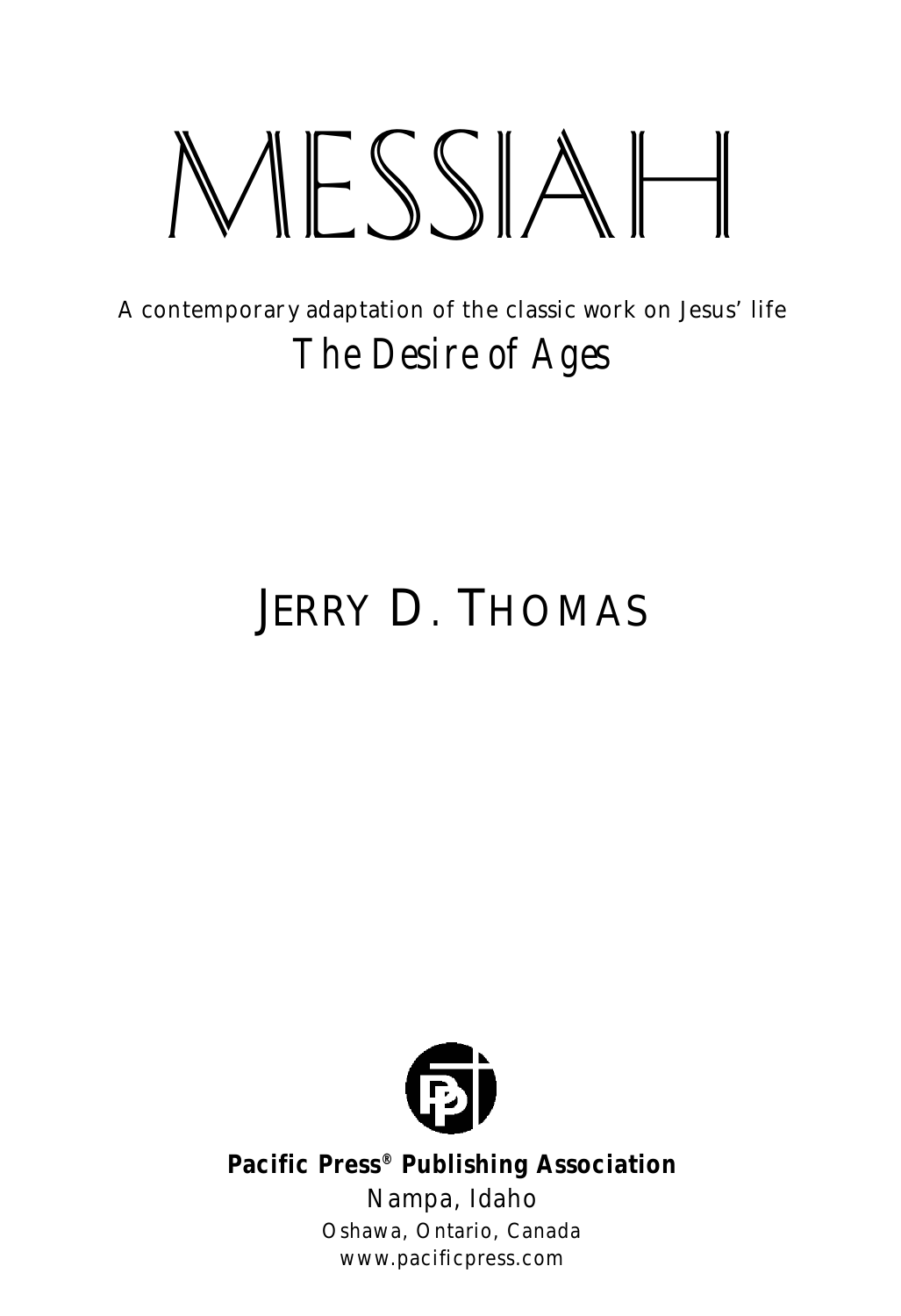# MESSIAH

A contemporary adaptation of the classic work on Jesus' life

*The Desire of Ages*

## JERRY D. THOMAS

**Pacific Press® Publishing Association**

Nampa, Idaho

Oshawa, Ontario, Canada

www.pacificpress.com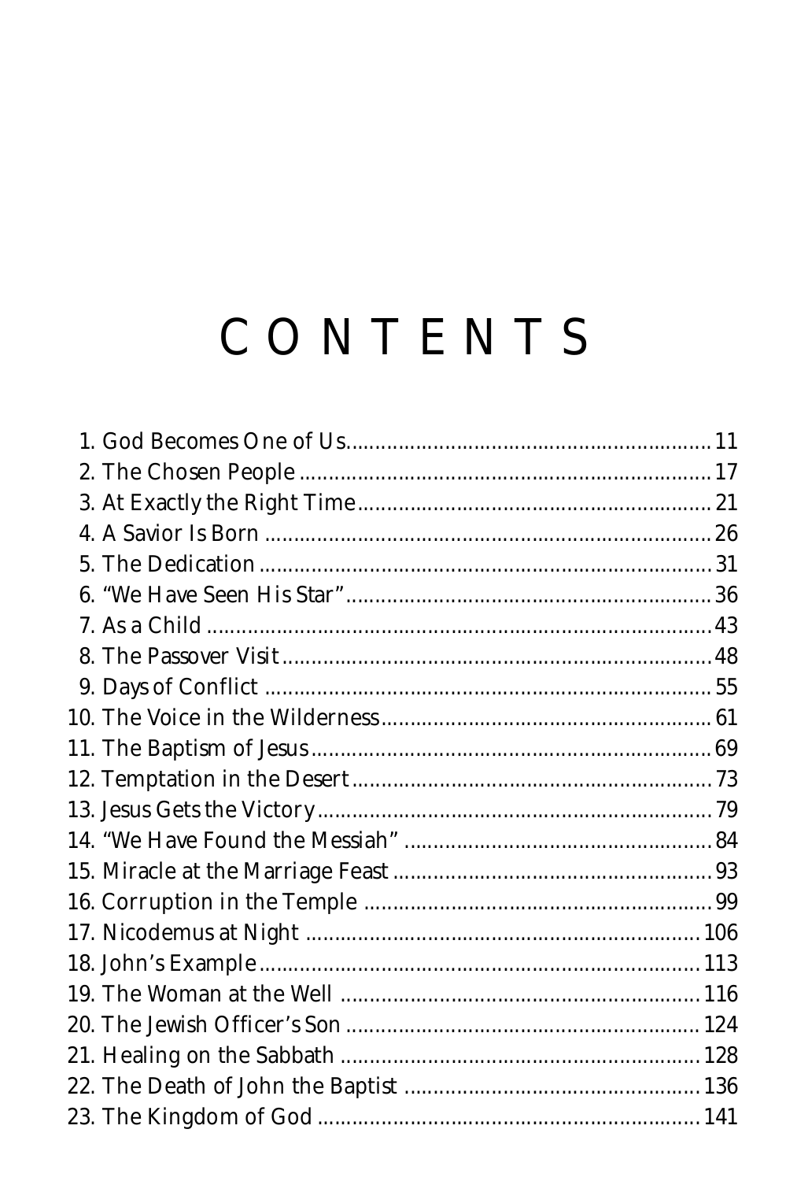# CONTENTS

1. God Becomes One of Us ........ 11
2. The Chosen People ........ 17
3. At Exactly the Right Time ........ 21
4. A Savior Is Born ........ 26
5. The Dedication ........ 31
6. "We Have Seen His Star" ........ 36
7. As a Child ........ 43
8. The Passover Visit ........ 48
9. Days of Conflict ........ 55
10. The Voice in the Wilderness ........ 61
11. The Baptism of Jesus ........ 69
12. Temptation in the Desert ........ 73
13. Jesus Gets the Victory ........ 79
14. "We Have Found the Messiah" ........ 84
15. Miracle at the Marriage Feast ........ 93
16. Corruption in the Temple ........ 99
17. Nicodemus at Night ........ 106
18. John's Example ........ 113
19. The Woman at the Well ........ 116
20. The Jewish Officer's Son ........ 124
21. Healing on the Sabbath ........ 128
22. The Death of John the Baptist ........ 136
23. The Kingdom of God ........ 141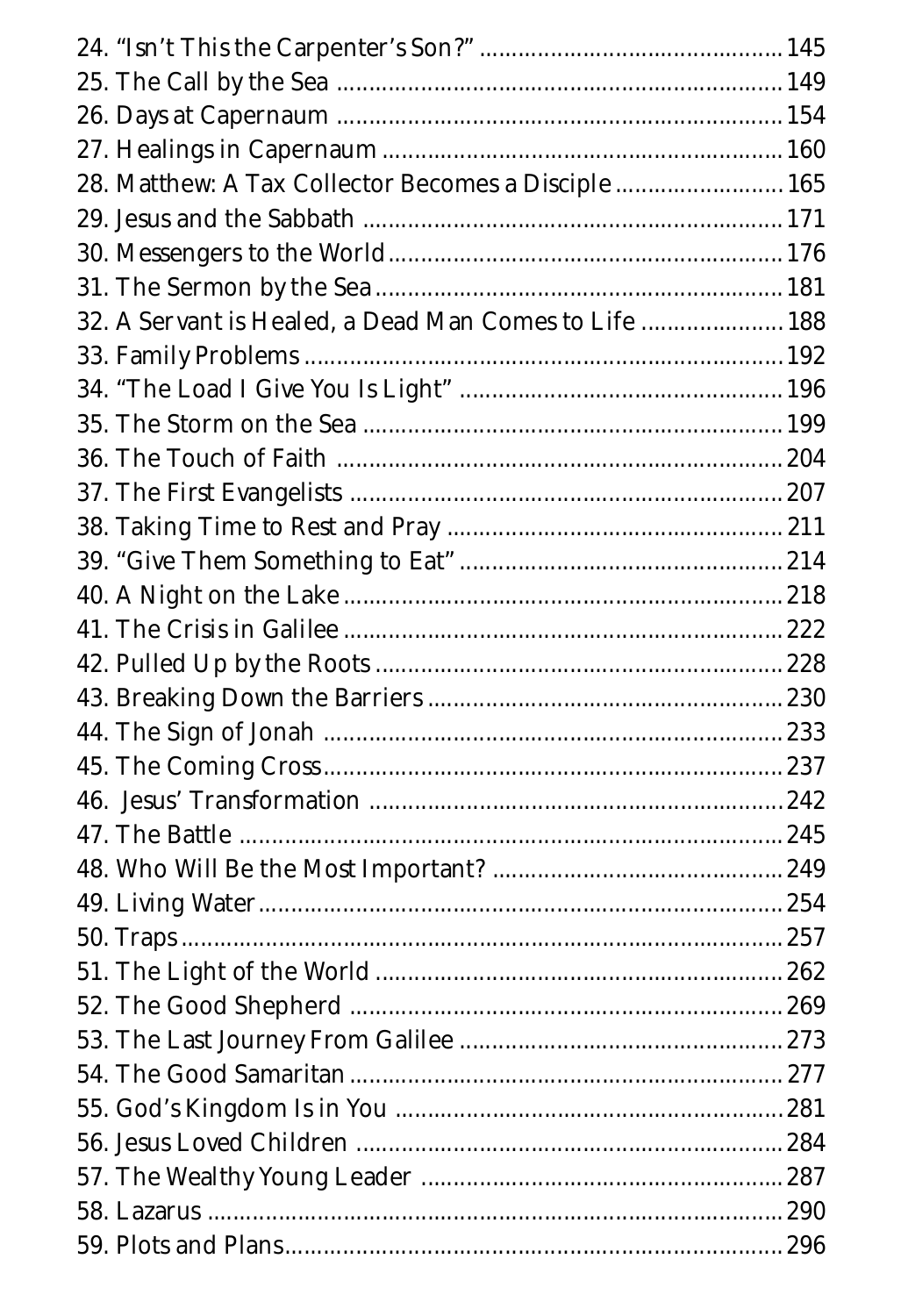24. "Isn't This the Carpenter's Son?" .............................................. 145
25. The Call by the Sea .................................................................. 149
26. Days at Capernaum .................................................................. 154
27. Healings in Capernaum ............................................................ 160
28. Matthew: A Tax Collector Becomes a Disciple ......................... 165
29. Jesus and the Sabbath ............................................................... 171
30. Messengers to the World........................................................... 176
31. The Sermon by the Sea............................................................. 181
32. A Servant is Healed, a Dead Man Comes to Life ..................... 188
33. Family Problems ....................................................................... 192
34. "The Load I Give You Is Light" ................................................ 196
35. The Storm on the Sea ............................................................... 199
36. The Touch of Faith .................................................................. 204
37. The First Evangelists ................................................................ 207
38. Taking Time to Rest and Pray .................................................. 211
39. "Give Them Something to Eat" ................................................ 214
40. A Night on the Lake .................................................................. 218
41. The Crisis in Galilee .................................................................. 222
42. Pulled Up by the Roots ............................................................. 228
43. Breaking Down the Barriers ...................................................... 230
44. The Sign of Jonah ..................................................................... 233
45. The Coming Cross..................................................................... 237
46. Jesus' Transformation .............................................................. 242
47. The Battle ................................................................................. 245
48. Who Will Be the Most Important? ........................................... 249
49. Living Water.............................................................................. 254
50. Traps......................................................................................... 257
51. The Light of the World ............................................................. 262
52. The Good Shepherd ................................................................. 269
53. The Last Journey From Galilee ................................................. 273
54. The Good Samaritan ................................................................. 277
55. God's Kingdom Is in You .......................................................... 281
56. Jesus Loved Children ................................................................ 284
57. The Wealthy Young Leader ....................................................... 287
58. Lazarus ...................................................................................... 290
59. Plots and Plans.......................................................................... 296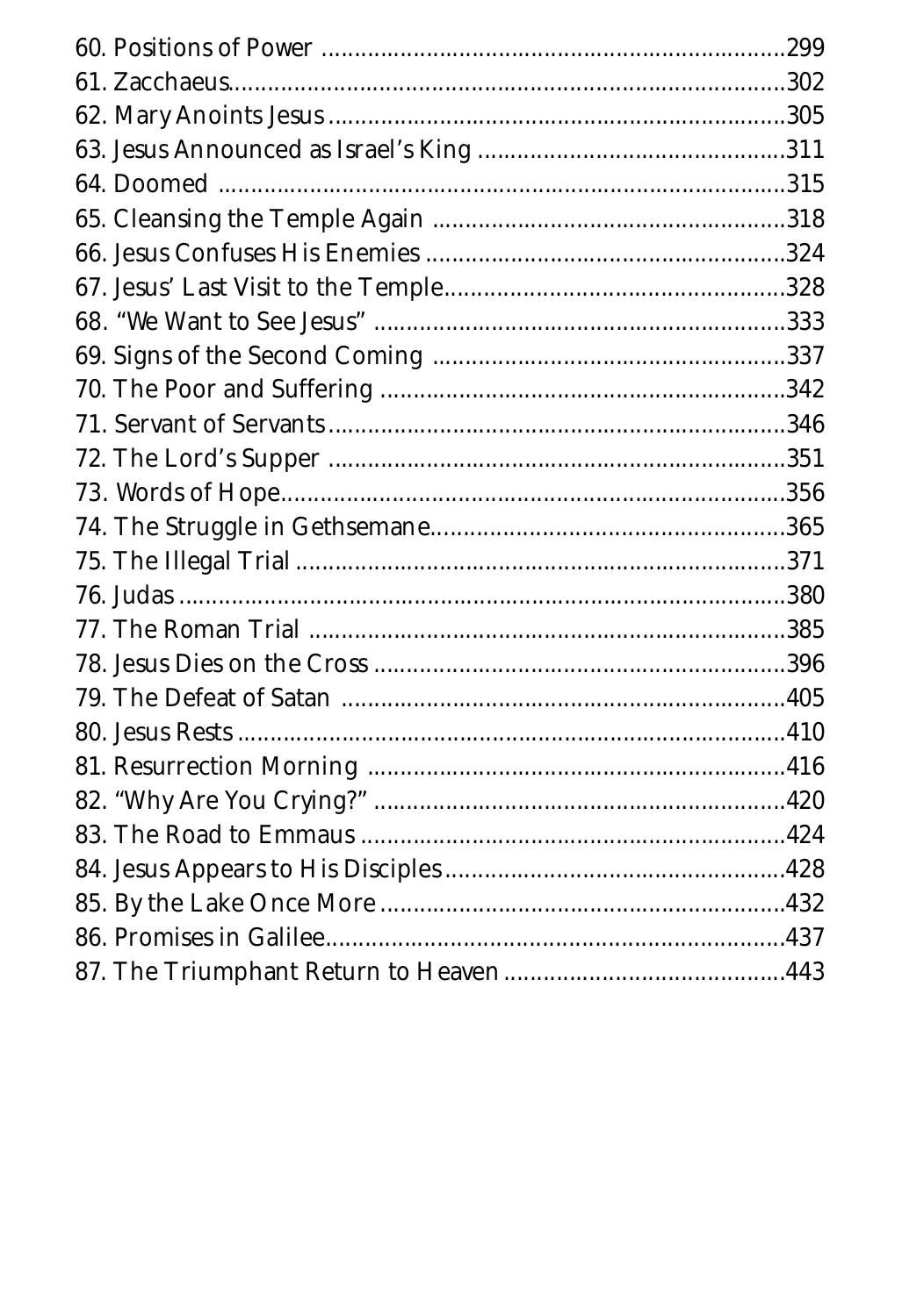60. Positions of Power ......................................................................299
61. Zacchaeus....................................................................................302
62. Mary Anoints Jesus ......................................................................305
63. Jesus Announced as Israel's King ................................................311
64. Doomed .......................................................................................315
65. Cleansing the Temple Again .......................................................318
66. Jesus Confuses His Enemies ........................................................324
67. Jesus' Last Visit to the Temple.....................................................328
68. "We Want to See Jesus" ...............................................................333
69. Signs of the Second Coming .......................................................337
70. The Poor and Suffering ...............................................................342
71. Servant of Servants......................................................................346
72. The Lord's Supper .......................................................................351
73. Words of Hope.............................................................................356
74. The Struggle in Gethsemane.......................................................365
75. The Illegal Trial ............................................................................371
76. Judas ............................................................................................380
77. The Roman Trial ..........................................................................385
78. Jesus Dies on the Cross ...............................................................396
79. The Defeat of Satan .....................................................................405
80. Jesus Rests ...................................................................................410
81. Resurrection Morning ................................................................416
82. "Why Are You Crying?" ...............................................................420
83. The Road to Emmaus ..................................................................424
84. Jesus Appears to His Disciples.....................................................428
85. By the Lake Once More ...............................................................432
86. Promises in Galilee.......................................................................437
87. The Triumphant Return to Heaven ............................................443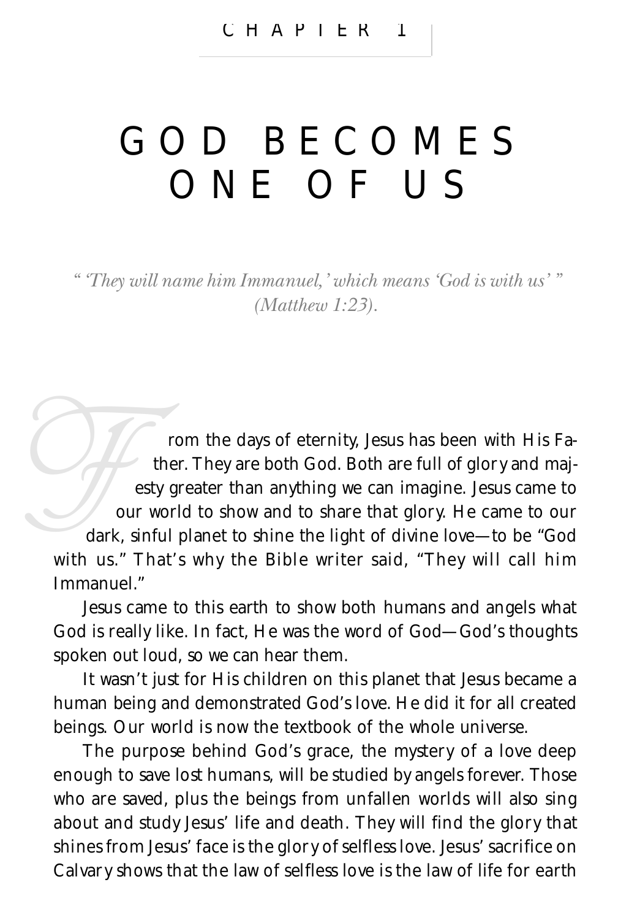CHAPTER 1

# GOD BECOMES ONE OF US

*" 'They will name him Immanuel,' which means 'God is with us' " (Matthew 1:23).*

From the days of eternity, Jesus has been with His Father. They are both God. Both are full of glory and majesty greater than anything we can imagine. Jesus came to our world to show and to share that glory. He came to our dark, sinful planet to shine the light of divine love—to be "God with us." That's why the Bible writer said, "They will call him Immanuel."

Jesus came to this earth to show both humans and angels what God is really like. In fact, He was the word of God—God's thoughts spoken out loud, so we can hear them.

It wasn't just for His children on this planet that Jesus became a human being and demonstrated God's love. He did it for all created beings. Our world is now the textbook of the whole universe.

The purpose behind God's grace, the mystery of a love deep enough to save lost humans, will be studied by angels forever. Those who are saved, plus the beings from unfallen worlds will also sing about and study Jesus' life and death. They will find the glory that shines from Jesus' face is the glory of selfless love. Jesus' sacrifice on Calvary shows that the law of selfless love is the law of life for earth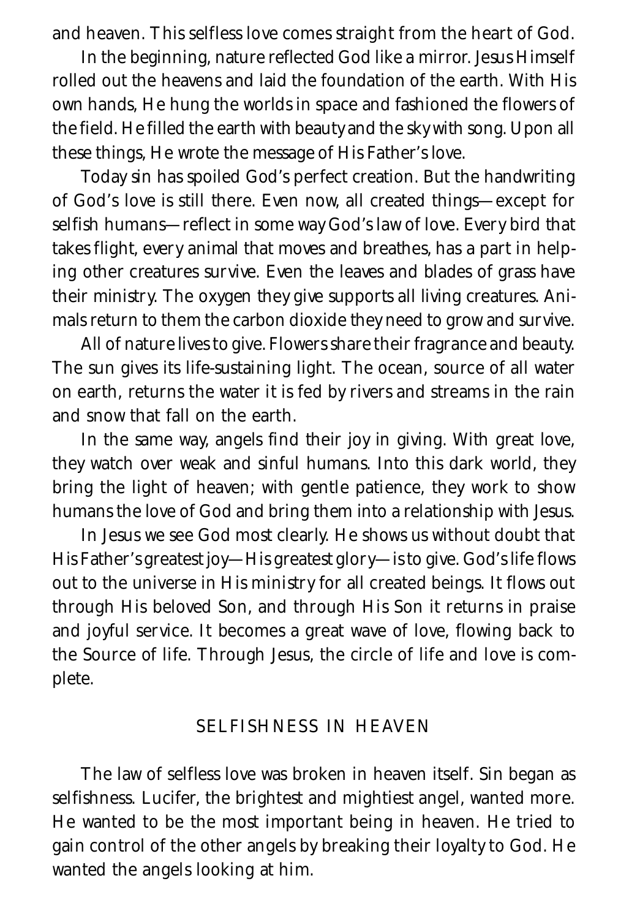and heaven. This selfless love comes straight from the heart of God.

In the beginning, nature reflected God like a mirror. Jesus Himself rolled out the heavens and laid the foundation of the earth. With His own hands, He hung the worlds in space and fashioned the flowers of the field. He filled the earth with beauty and the sky with song. Upon all these things, He wrote the message of His Father's love.

Today sin has spoiled God's perfect creation. But the handwriting of God's love is still there. Even now, all created things—except for selfish humans—reflect in some way God's law of love. Every bird that takes flight, every animal that moves and breathes, has a part in helping other creatures survive. Even the leaves and blades of grass have their ministry. The oxygen they give supports all living creatures. Animals return to them the carbon dioxide they need to grow and survive.

All of nature lives to give. Flowers share their fragrance and beauty. The sun gives its life-sustaining light. The ocean, source of all water on earth, returns the water it is fed by rivers and streams in the rain and snow that fall on the earth.

In the same way, angels find their joy in giving. With great love, they watch over weak and sinful humans. Into this dark world, they bring the light of heaven; with gentle patience, they work to show humans the love of God and bring them into a relationship with Jesus.

In Jesus we see God most clearly. He shows us without doubt that His Father's greatest joy—His greatest glory—is to give. God's life flows out to the universe in His ministry for all created beings. It flows out through His beloved Son, and through His Son it returns in praise and joyful service. It becomes a great wave of love, flowing back to the Source of life. Through Jesus, the circle of life and love is complete.

## SELFISHNESS IN HEAVEN

The law of selfless love was broken in heaven itself. Sin began as selfishness. Lucifer, the brightest and mightiest angel, wanted more. He wanted to be the most important being in heaven. He tried to gain control of the other angels by breaking their loyalty to God. He wanted the angels looking at him.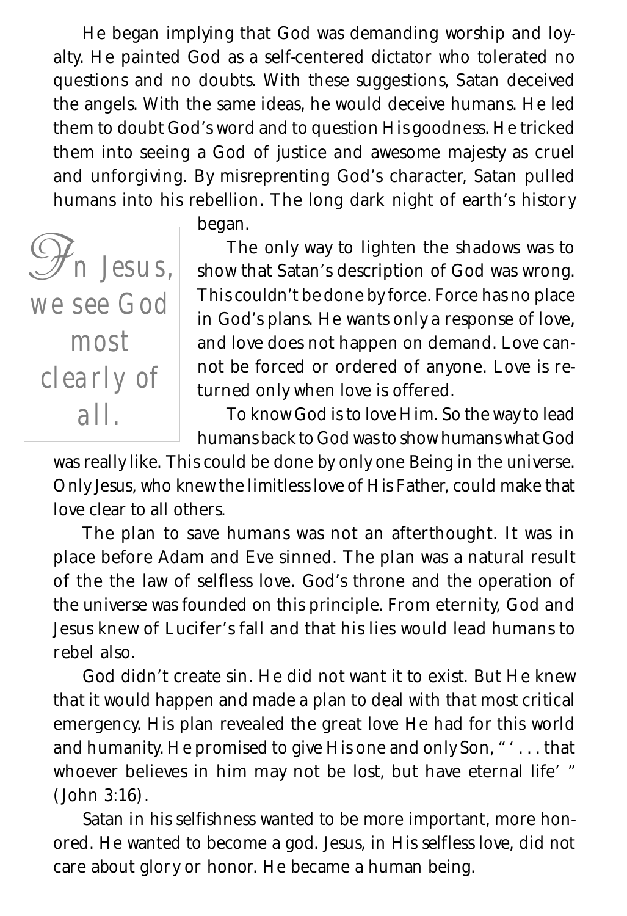He began implying that God was demanding worship and loyalty. He painted God as a self-centered dictator who tolerated no questions and no doubts. With these suggestions, Satan deceived the angels. With the same ideas, he would deceive humans. He led them to doubt God's word and to question His goodness. He tricked them into seeing a God of justice and awesome majesty as cruel and unforgiving. By misreprenting God's character, Satan pulled humans into his rebellion. The long dark night of earth's history began.

> *In Jesus, we see God most clearly of all.*

The only way to lighten the shadows was to show that Satan's description of God was wrong. This couldn't be done by force. Force has no place in God's plans. He wants only a response of love, and love does not happen on demand. Love cannot be forced or ordered of anyone. Love is returned only when love is offered.

To know God is to love Him. So the way to lead humans back to God was to show humans what God was really like. This could be done by only one Being in the universe. Only Jesus, who knew the limitless love of His Father, could make that love clear to all others.

The plan to save humans was not an afterthought. It was in place before Adam and Eve sinned. The plan was a natural result of the the law of selfless love. God's throne and the operation of the universe was founded on this principle. From eternity, God and Jesus knew of Lucifer's fall and that his lies would lead humans to rebel also.

God didn't create sin. He did not want it to exist. But He knew that it would happen and made a plan to deal with that most critical emergency. His plan revealed the great love He had for this world and humanity. He promised to give His one and only Son, " ' . . . that whoever believes in him may not be lost, but have eternal life' " (John 3:16).

Satan in his selfishness wanted to be more important, more honored. He wanted to become a god. Jesus, in His selfless love, did not care about glory or honor. He became a human being.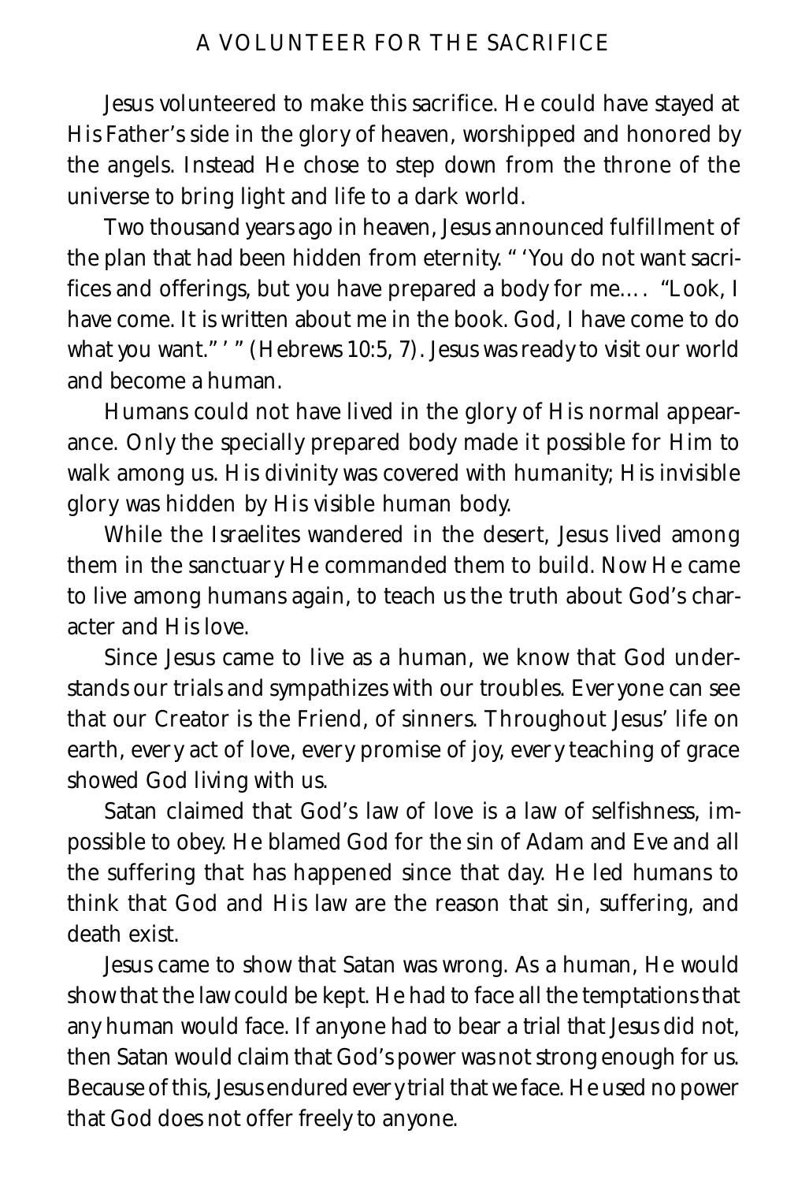## A VOLUNTEER FOR THE SACRIFICE

Jesus volunteered to make this sacrifice. He could have stayed at His Father's side in the glory of heaven, worshipped and honored by the angels. Instead He chose to step down from the throne of the universe to bring light and life to a dark world.

Two thousand years ago in heaven, Jesus announced fulfillment of the plan that had been hidden from eternity. " 'You do not want sacrifices and offerings, but you have prepared a body for me. . . . "Look, I have come. It is written about me in the book. God, I have come to do what you want." ' " (Hebrews 10:5, 7). Jesus was ready to visit our world and become a human.

Humans could not have lived in the glory of His normal appearance. Only the specially prepared body made it possible for Him to walk among us. His divinity was covered with humanity; His invisible glory was hidden by His visible human body.

While the Israelites wandered in the desert, Jesus lived among them in the sanctuary He commanded them to build. Now He came to live among humans again, to teach us the truth about God's character and His love.

Since Jesus came to live as a human, we know that God understands our trials and sympathizes with our troubles. Everyone can see that our Creator is the Friend, of sinners. Throughout Jesus' life on earth, every act of love, every promise of joy, every teaching of grace showed God living with us.

Satan claimed that God's law of love is a law of selfishness, impossible to obey. He blamed God for the sin of Adam and Eve and all the suffering that has happened since that day. He led humans to think that God and His law are the reason that sin, suffering, and death exist.

Jesus came to show that Satan was wrong. As a human, He would show that the law could be kept. He had to face all the temptations that any human would face. If anyone had to bear a trial that Jesus did not, then Satan would claim that God's power was not strong enough for us. Because of this, Jesus endured every trial that we face. He used no power that God does not offer freely to anyone.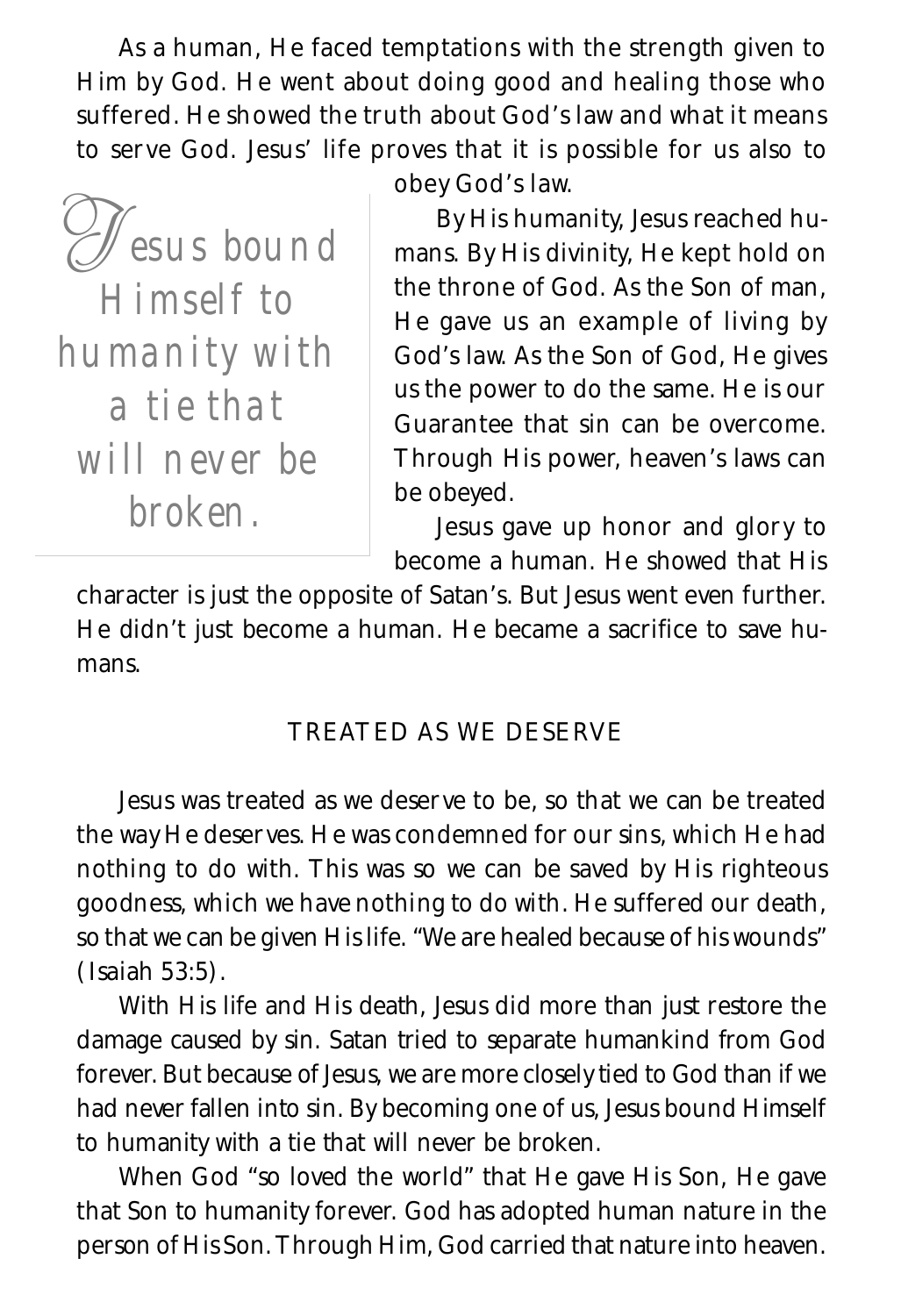As a human, He faced temptations with the strength given to Him by God. He went about doing good and healing those who suffered. He showed the truth about God's law and what it means to serve God. Jesus' life proves that it is possible for us also to obey God's law.

*Jesus bound Himself to humanity with a tie that will never be broken.*

By His humanity, Jesus reached humans. By His divinity, He kept hold on the throne of God. As the Son of man, He gave us an example of living by God's law. As the Son of God, He gives us the power to do the same. He is our Guarantee that sin can be overcome. Through His power, heaven's laws can be obeyed.

Jesus gave up honor and glory to become a human. He showed that His character is just the opposite of Satan's. But Jesus went even further. He didn't just become a human. He became a sacrifice to save humans.

## TREATED AS WE DESERVE

Jesus was treated as we deserve to be, so that we can be treated the way He deserves. He was condemned for our sins, which He had nothing to do with. This was so we can be saved by His righteous goodness, which we have nothing to do with. He suffered our death, so that we can be given His life. "We are healed because of his wounds" (Isaiah 53:5).

With His life and His death, Jesus did more than just restore the damage caused by sin. Satan tried to separate humankind from God forever. But because of Jesus, we are more closely tied to God than if we had never fallen into sin. By becoming one of us, Jesus bound Himself to humanity with a tie that will never be broken.

When God "so loved the world" that He gave His Son, He gave that Son to humanity forever. God has adopted human nature in the person of His Son. Through Him, God carried that nature into heaven.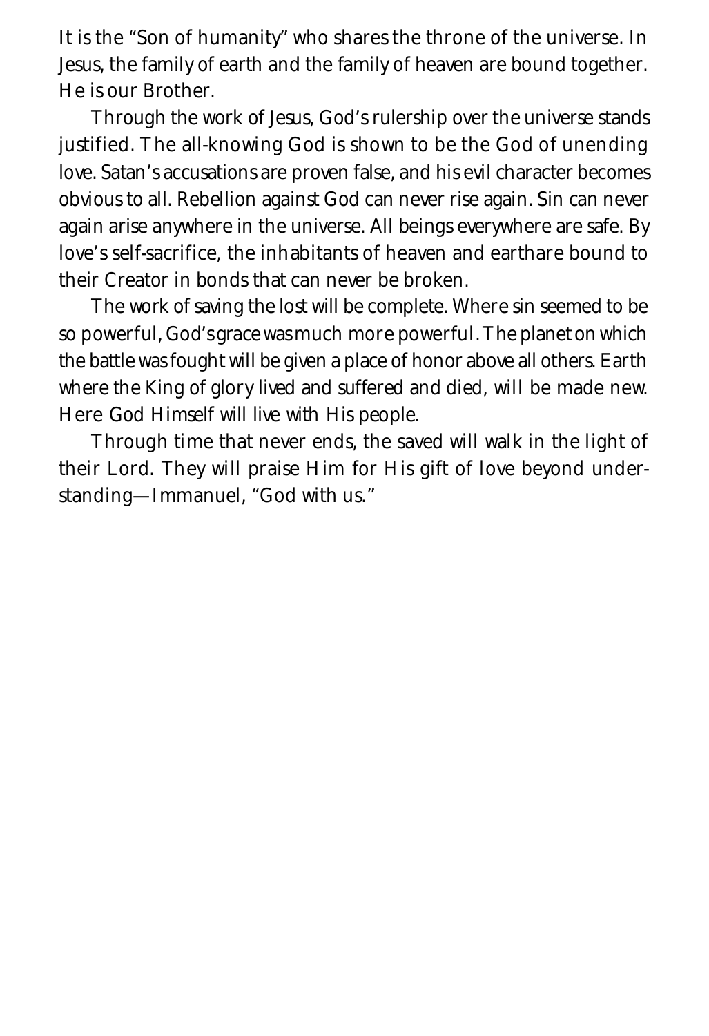It is the "Son of humanity" who shares the throne of the universe. In Jesus, the family of earth and the family of heaven are bound together. He is our Brother.

Through the work of Jesus, God's rulership over the universe stands justified. The all-knowing God is shown to be the God of unending love. Satan's accusations are proven false, and his evil character becomes obvious to all. Rebellion against God can never rise again. Sin can never again arise anywhere in the universe. All beings everywhere are safe. By love's self-sacrifice, the inhabitants of heaven and earthare bound to their Creator in bonds that can never be broken.

The work of saving the lost will be complete. Where sin seemed to be so powerful, God's grace was much more powerful. The planet on which the battle was fought will be given a place of honor above all others. Earth where the King of glory lived and suffered and died, will be made new. Here God Himself will live with His people.

Through time that never ends, the saved will walk in the light of their Lord. They will praise Him for His gift of love beyond understanding—Immanuel, "God with us."